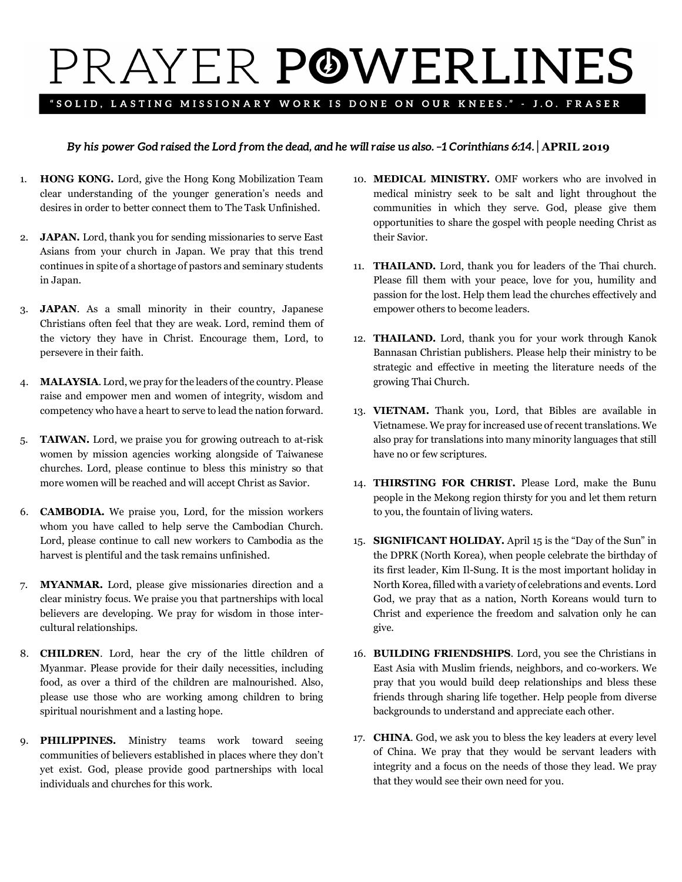# PRAYER POWERLINES

**"SOLID, LASTING MISSIONARY WORK IS DONE ON OUR KNEES." - J.O. FRASER**

***By his power God raised the Lord from the dead, and he will raise us also. –1 Corinthians 6:14.* | APRIL 2019**

1. **HONG KONG.** Lord, give the Hong Kong Mobilization Team clear understanding of the younger generation's needs and desires in order to better connect them to The Task Unfinished.

2. **JAPAN.** Lord, thank you for sending missionaries to serve East Asians from your church in Japan. We pray that this trend continues in spite of a shortage of pastors and seminary students in Japan.

3. **JAPAN**. As a small minority in their country, Japanese Christians often feel that they are weak. Lord, remind them of the victory they have in Christ. Encourage them, Lord, to persevere in their faith.

4. **MALAYSIA**. Lord, we pray for the leaders of the country. Please raise and empower men and women of integrity, wisdom and competency who have a heart to serve to lead the nation forward.

5. **TAIWAN.** Lord, we praise you for growing outreach to at-risk women by mission agencies working alongside of Taiwanese churches. Lord, please continue to bless this ministry so that more women will be reached and will accept Christ as Savior.

6. **CAMBODIA.** We praise you, Lord, for the mission workers whom you have called to help serve the Cambodian Church. Lord, please continue to call new workers to Cambodia as the harvest is plentiful and the task remains unfinished.

7. **MYANMAR.** Lord, please give missionaries direction and a clear ministry focus. We praise you that partnerships with local believers are developing. We pray for wisdom in those inter-cultural relationships.

8. **CHILDREN**. Lord, hear the cry of the little children of Myanmar. Please provide for their daily necessities, including food, as over a third of the children are malnourished. Also, please use those who are working among children to bring spiritual nourishment and a lasting hope.

9. **PHILIPPINES.** Ministry teams work toward seeing communities of believers established in places where they don't yet exist. God, please provide good partnerships with local individuals and churches for this work.

10. **MEDICAL MINISTRY.** OMF workers who are involved in medical ministry seek to be salt and light throughout the communities in which they serve. God, please give them opportunities to share the gospel with people needing Christ as their Savior.

11. **THAILAND.** Lord, thank you for leaders of the Thai church. Please fill them with your peace, love for you, humility and passion for the lost. Help them lead the churches effectively and empower others to become leaders.

12. **THAILAND.** Lord, thank you for your work through Kanok Bannasan Christian publishers. Please help their ministry to be strategic and effective in meeting the literature needs of the growing Thai Church.

13. **VIETNAM.** Thank you, Lord, that Bibles are available in Vietnamese. We pray for increased use of recent translations. We also pray for translations into many minority languages that still have no or few scriptures.

14. **THIRSTING FOR CHRIST.** Please Lord, make the Bunu people in the Mekong region thirsty for you and let them return to you, the fountain of living waters.

15. **SIGNIFICANT HOLIDAY.** April 15 is the "Day of the Sun" in the DPRK (North Korea), when people celebrate the birthday of its first leader, Kim Il-Sung. It is the most important holiday in North Korea, filled with a variety of celebrations and events. Lord God, we pray that as a nation, North Koreans would turn to Christ and experience the freedom and salvation only he can give.

16. **BUILDING FRIENDSHIPS**. Lord, you see the Christians in East Asia with Muslim friends, neighbors, and co-workers. We pray that you would build deep relationships and bless these friends through sharing life together. Help people from diverse backgrounds to understand and appreciate each other.

17. **CHINA**. God, we ask you to bless the key leaders at every level of China. We pray that they would be servant leaders with integrity and a focus on the needs of those they lead. We pray that they would see their own need for you.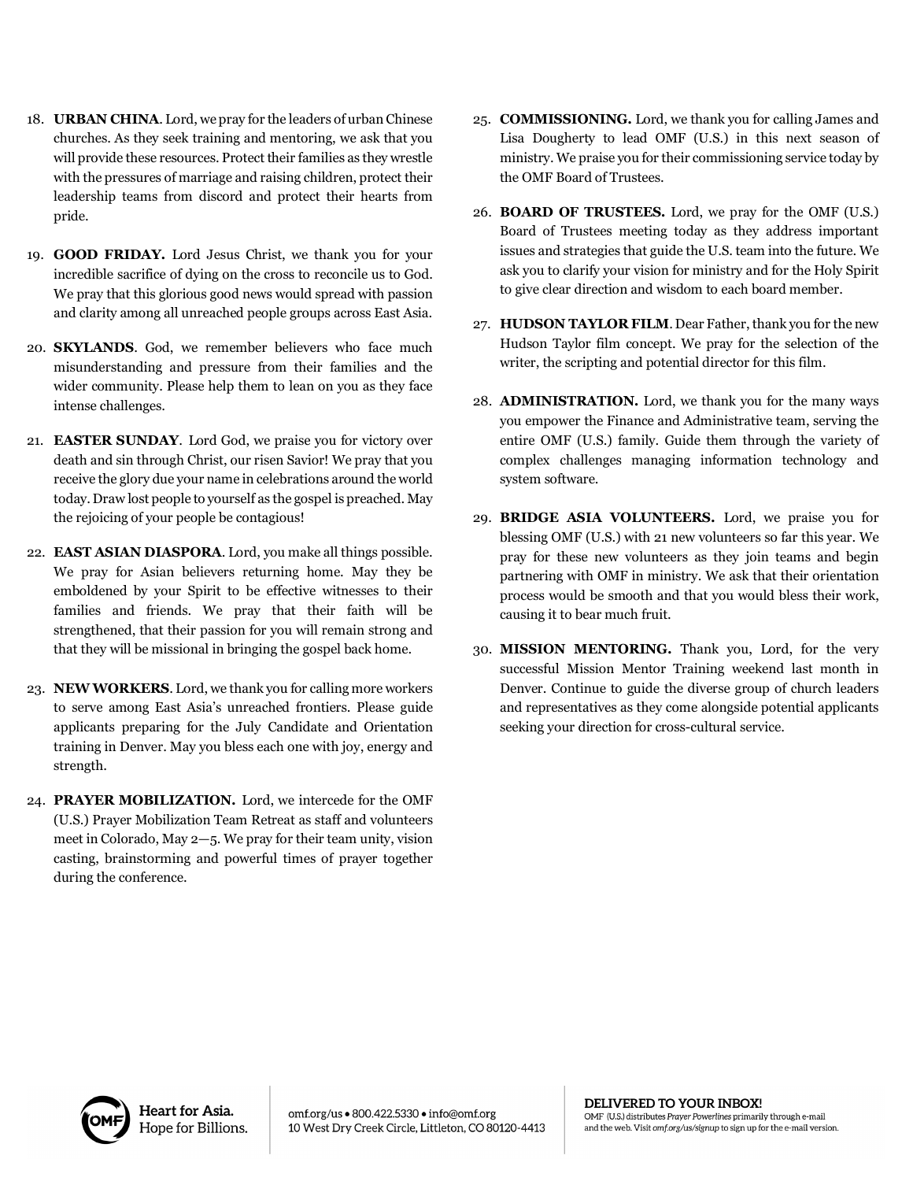18. **URBAN CHINA**. Lord, we pray for the leaders of urban Chinese churches. As they seek training and mentoring, we ask that you will provide these resources. Protect their families as they wrestle with the pressures of marriage and raising children, protect their leadership teams from discord and protect their hearts from pride.

19. **GOOD FRIDAY.** Lord Jesus Christ, we thank you for your incredible sacrifice of dying on the cross to reconcile us to God. We pray that this glorious good news would spread with passion and clarity among all unreached people groups across East Asia.

20. **SKYLANDS**. God, we remember believers who face much misunderstanding and pressure from their families and the wider community. Please help them to lean on you as they face intense challenges.

21. **EASTER SUNDAY**. Lord God, we praise you for victory over death and sin through Christ, our risen Savior! We pray that you receive the glory due your name in celebrations around the world today. Draw lost people to yourself as the gospel is preached. May the rejoicing of your people be contagious!

22. **EAST ASIAN DIASPORA**. Lord, you make all things possible. We pray for Asian believers returning home. May they be emboldened by your Spirit to be effective witnesses to their families and friends. We pray that their faith will be strengthened, that their passion for you will remain strong and that they will be missional in bringing the gospel back home.

23. **NEW WORKERS**. Lord, we thank you for calling more workers to serve among East Asia's unreached frontiers. Please guide applicants preparing for the July Candidate and Orientation training in Denver. May you bless each one with joy, energy and strength.

24. **PRAYER MOBILIZATION.** Lord, we intercede for the OMF (U.S.) Prayer Mobilization Team Retreat as staff and volunteers meet in Colorado, May 2—5. We pray for their team unity, vision casting, brainstorming and powerful times of prayer together during the conference.

25. **COMMISSIONING.** Lord, we thank you for calling James and Lisa Dougherty to lead OMF (U.S.) in this next season of ministry. We praise you for their commissioning service today by the OMF Board of Trustees.

26. **BOARD OF TRUSTEES.** Lord, we pray for the OMF (U.S.) Board of Trustees meeting today as they address important issues and strategies that guide the U.S. team into the future. We ask you to clarify your vision for ministry and for the Holy Spirit to give clear direction and wisdom to each board member.

27. **HUDSON TAYLOR FILM**. Dear Father, thank you for the new Hudson Taylor film concept. We pray for the selection of the writer, the scripting and potential director for this film.

28. **ADMINISTRATION.** Lord, we thank you for the many ways you empower the Finance and Administrative team, serving the entire OMF (U.S.) family. Guide them through the variety of complex challenges managing information technology and system software.

29. **BRIDGE ASIA VOLUNTEERS.** Lord, we praise you for blessing OMF (U.S.) with 21 new volunteers so far this year. We pray for these new volunteers as they join teams and begin partnering with OMF in ministry. We ask that their orientation process would be smooth and that you would bless their work, causing it to bear much fruit.

30. **MISSION MENTORING.** Thank you, Lord, for the very successful Mission Mentor Training weekend last month in Denver. Continue to guide the diverse group of church leaders and representatives as they come alongside potential applicants seeking your direction for cross-cultural service.

OMF Heart for Asia. Hope for Billions.

omf.org/us • 800.422.5330 • info@omf.org
10 West Dry Creek Circle, Littleton, CO 80120-4413

**DELIVERED TO YOUR INBOX!**
OMF (U.S.) distributes *Prayer Powerlines* primarily through e-mail and the web. Visit *omf.org/us/signup* to sign up for the e-mail version.